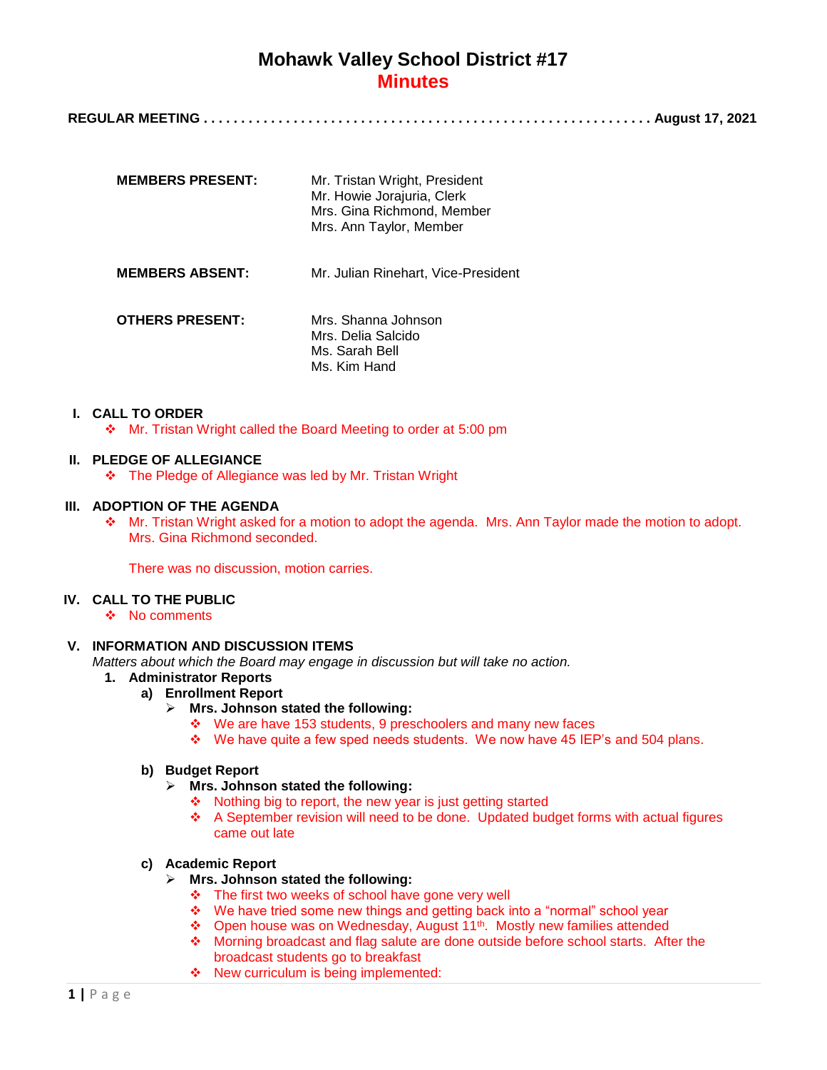# Mohawk Valley School District #17

## Minutes

**REGULAR MEETING . . . . . . . . . . . . . . . . . . . . . . . . . . . . . . . . . . . . . . . . . . . . . . . . . . . . . . . . . . August 17, 2021**

**MEMBERS PRESENT:**
Mr. Tristan Wright, President
Mr. Howie Jorajuria, Clerk
Mrs. Gina Richmond, Member
Mrs. Ann Taylor, Member

**MEMBERS ABSENT:**
Mr. Julian Rinehart, Vice-President

**OTHERS PRESENT:**
Mrs. Shanna Johnson
Mrs. Delia Salcido
Ms. Sarah Bell
Ms. Kim Hand

### I. CALL TO ORDER

- Mr. Tristan Wright called the Board Meeting to order at 5:00 pm

### II. PLEDGE OF ALLEGIANCE

- The Pledge of Allegiance was led by Mr. Tristan Wright

### III. ADOPTION OF THE AGENDA

- Mr. Tristan Wright asked for a motion to adopt the agenda. Mrs. Ann Taylor made the motion to adopt. Mrs. Gina Richmond seconded.

  There was no discussion, motion carries.

### IV. CALL TO THE PUBLIC

- No comments

### V. INFORMATION AND DISCUSSION ITEMS

*Matters about which the Board may engage in discussion but will take no action.*

1. **Administrator Reports**
   - a) **Enrollment Report**
     - **Mrs. Johnson stated the following:**
       - We are have 153 students, 9 preschoolers and many new faces
       - We have quite a few sped needs students. We now have 45 IEP's and 504 plans.
   - b) **Budget Report**
     - **Mrs. Johnson stated the following:**
       - Nothing big to report, the new year is just getting started
       - A September revision will need to be done. Updated budget forms with actual figures came out late
   - c) **Academic Report**
     - **Mrs. Johnson stated the following:**
       - The first two weeks of school have gone very well
       - We have tried some new things and getting back into a "normal" school year
       - Open house was on Wednesday, August 11th. Mostly new families attended
       - Morning broadcast and flag salute are done outside before school starts. After the broadcast students go to breakfast
       - New curriculum is being implemented: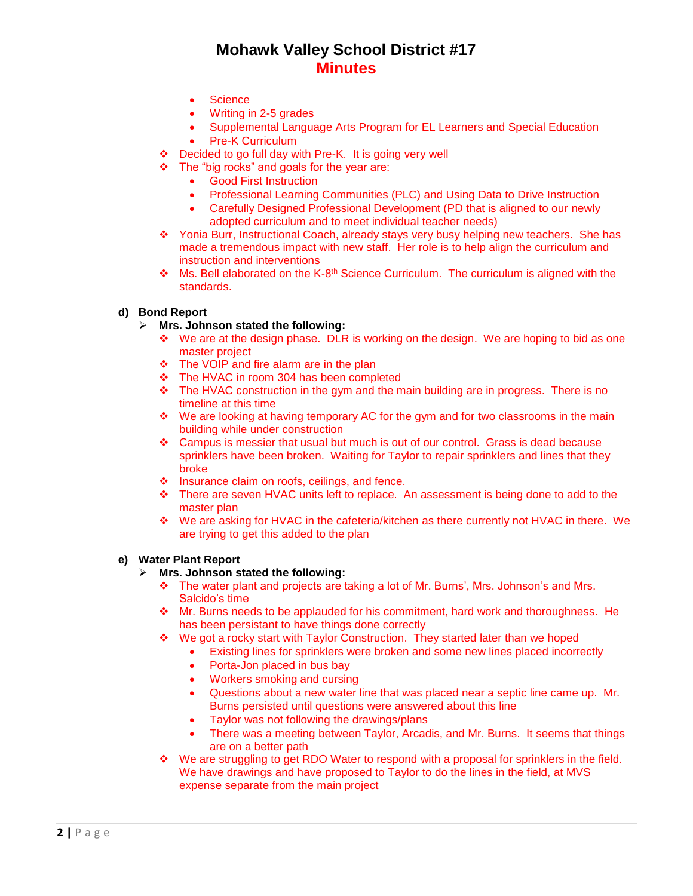# Mohawk Valley School District #17
## Minutes

        - Science
        - Writing in 2-5 grades
        - Supplemental Language Arts Program for EL Learners and Special Education
        - Pre-K Curriculum
    - Decided to go full day with Pre-K.  It is going very well
    - The "big rocks" and goals for the year are:
        - Good First Instruction
        - Professional Learning Communities (PLC) and Using Data to Drive Instruction
        - Carefully Designed Professional Development (PD that is aligned to our newly adopted curriculum and to meet individual teacher needs)
    - Yonia Burr, Instructional Coach, already stays very busy helping new teachers.  She has made a tremendous impact with new staff.  Her role is to help align the curriculum and instruction and interventions
    - Ms. Bell elaborated on the K-8th Science Curriculum.  The curriculum is aligned with the standards.

**d) Bond Report**

- **Mrs. Johnson stated the following:**
    - We are at the design phase.  DLR is working on the design.  We are hoping to bid as one master project
    - The VOIP and fire alarm are in the plan
    - The HVAC in room 304 has been completed
    - The HVAC construction in the gym and the main building are in progress.  There is no timeline at this time
    - We are looking at having temporary AC for the gym and for two classrooms in the main building while under construction
    - Campus is messier that usual but much is out of our control.  Grass is dead because sprinklers have been broken.  Waiting for Taylor to repair sprinklers and lines that they broke
    - Insurance claim on roofs, ceilings, and fence.
    - There are seven HVAC units left to replace.  An assessment is being done to add to the master plan
    - We are asking for HVAC in the cafeteria/kitchen as there currently not HVAC in there.  We are trying to get this added to the plan

**e) Water Plant Report**

- **Mrs. Johnson stated the following:**
    - The water plant and projects are taking a lot of Mr. Burns', Mrs. Johnson's and Mrs. Salcido's time
    - Mr. Burns needs to be applauded for his commitment, hard work and thoroughness.  He has been persistant to have things done correctly
    - We got a rocky start with Taylor Construction.  They started later than we hoped
        - Existing lines for sprinklers were broken and some new lines placed incorrectly
        - Porta-Jon placed in bus bay
        - Workers smoking and cursing
        - Questions about a new water line that was placed near a septic line came up.  Mr. Burns persisted until questions were answered about this line
        - Taylor was not following the drawings/plans
        - There was a meeting between Taylor, Arcadis, and Mr. Burns.  It seems that things are on a better path
    - We are struggling to get RDO Water to respond with a proposal for sprinklers in the field.  We have drawings and have proposed to Taylor to do the lines in the field, at MVS expense separate from the main project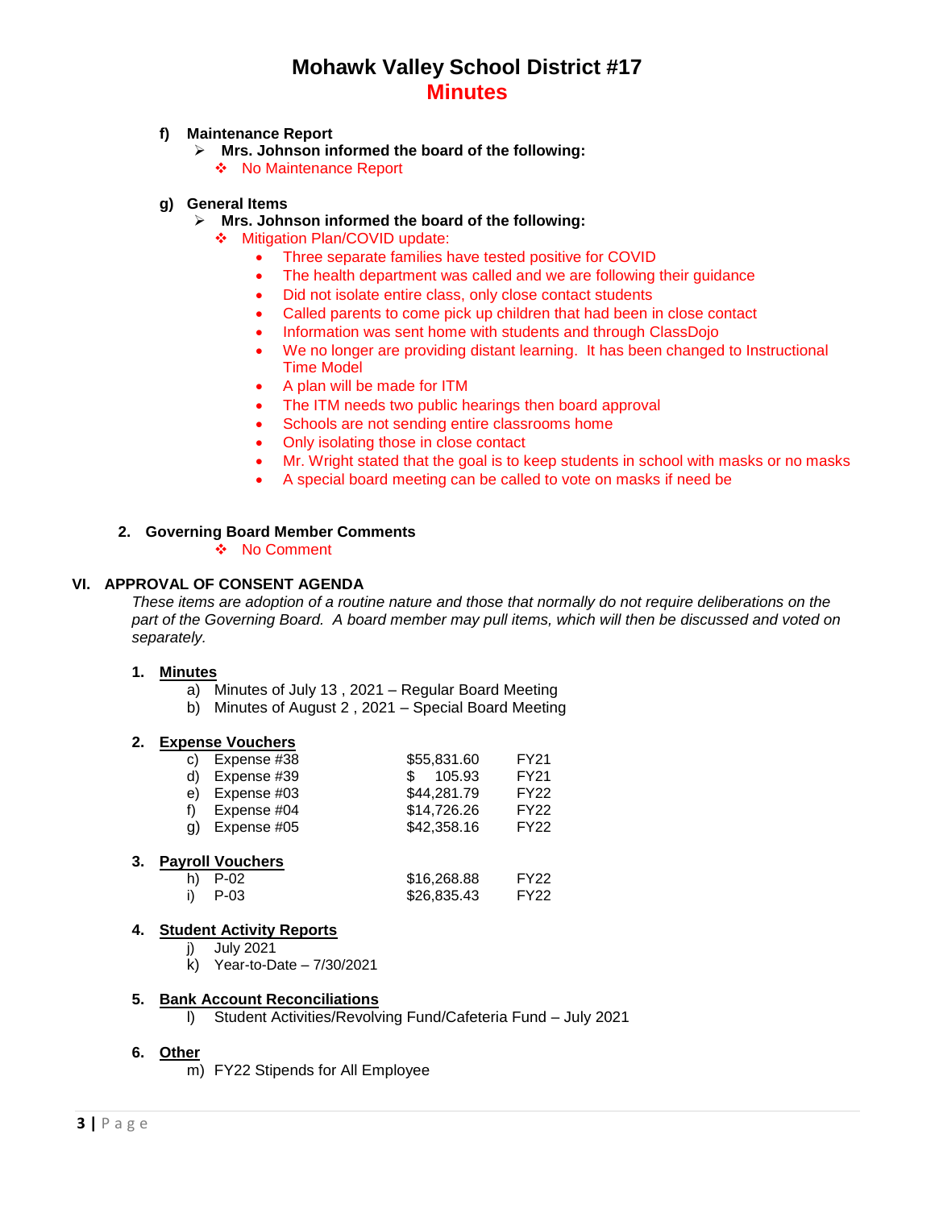# Mohawk Valley School District #17
## Minutes

**f) Maintenance Report**

- **Mrs. Johnson informed the board of the following:**
  - No Maintenance Report

**g) General Items**

- **Mrs. Johnson informed the board of the following:**
  - Mitigation Plan/COVID update:
    - Three separate families have tested positive for COVID
    - The health department was called and we are following their guidance
    - Did not isolate entire class, only close contact students
    - Called parents to come pick up children that had been in close contact
    - Information was sent home with students and through ClassDojo
    - We no longer are providing distant learning. It has been changed to Instructional Time Model
    - A plan will be made for ITM
    - The ITM needs two public hearings then board approval
    - Schools are not sending entire classrooms home
    - Only isolating those in close contact
    - Mr. Wright stated that the goal is to keep students in school with masks or no masks
    - A special board meeting can be called to vote on masks if need be

**2. Governing Board Member Comments**

- No Comment

## VI. APPROVAL OF CONSENT AGENDA

*These items are adoption of a routine nature and those that normally do not require deliberations on the part of the Governing Board. A board member may pull items, which will then be discussed and voted on separately.*

**1. Minutes**

a) Minutes of July 13 , 2021 – Regular Board Meeting
b) Minutes of August 2 , 2021 – Special Board Meeting

**2. Expense Vouchers**

| | | | |
|---|---|---|---|
| c) | Expense #38 | $55,831.60 | FY21 |
| d) | Expense #39 | $ 105.93 | FY21 |
| e) | Expense #03 | $44,281.79 | FY22 |
| f) | Expense #04 | $14,726.26 | FY22 |
| g) | Expense #05 | $42,358.16 | FY22 |

**3. Payroll Vouchers**

| | | | |
|---|---|---|---|
| h) | P-02 | $16,268.88 | FY22 |
| i) | P-03 | $26,835.43 | FY22 |

**4. Student Activity Reports**

j) July 2021
k) Year-to-Date – 7/30/2021

**5. Bank Account Reconciliations**

l) Student Activities/Revolving Fund/Cafeteria Fund – July 2021

**6. Other**

m) FY22 Stipends for All Employee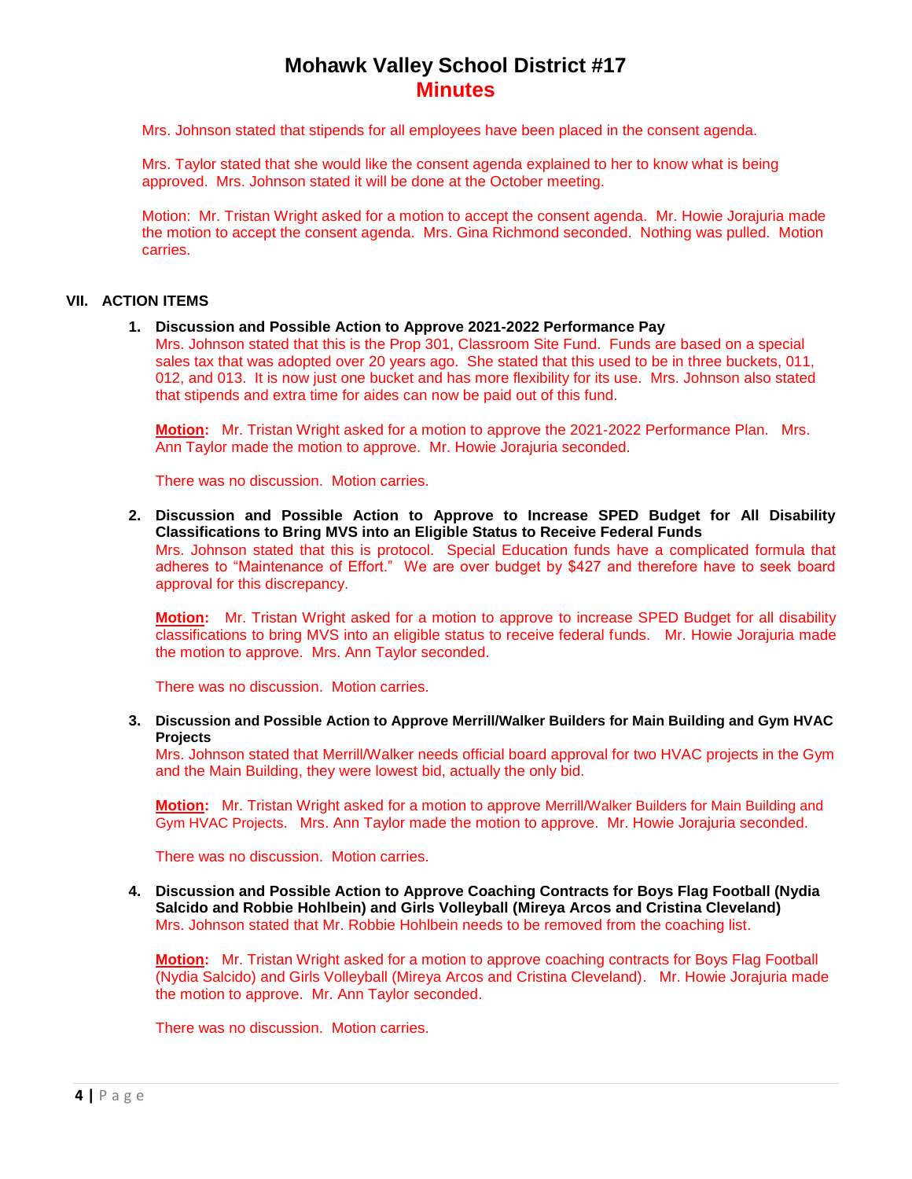# Mohawk Valley School District #17
## Minutes

Mrs. Johnson stated that stipends for all employees have been placed in the consent agenda.

Mrs. Taylor stated that she would like the consent agenda explained to her to know what is being approved. Mrs. Johnson stated it will be done at the October meeting.

Motion: Mr. Tristan Wright asked for a motion to accept the consent agenda. Mr. Howie Jorajuria made the motion to accept the consent agenda. Mrs. Gina Richmond seconded. Nothing was pulled. Motion carries.

## VII. ACTION ITEMS

1. **Discussion and Possible Action to Approve 2021-2022 Performance Pay**
   Mrs. Johnson stated that this is the Prop 301, Classroom Site Fund. Funds are based on a special sales tax that was adopted over 20 years ago. She stated that this used to be in three buckets, 011, 012, and 013. It is now just one bucket and has more flexibility for its use. Mrs. Johnson also stated that stipends and extra time for aides can now be paid out of this fund.

   **Motion:** Mr. Tristan Wright asked for a motion to approve the 2021-2022 Performance Plan. Mrs. Ann Taylor made the motion to approve. Mr. Howie Jorajuria seconded.

   There was no discussion. Motion carries.

2. **Discussion and Possible Action to Approve to Increase SPED Budget for All Disability Classifications to Bring MVS into an Eligible Status to Receive Federal Funds**
   Mrs. Johnson stated that this is protocol. Special Education funds have a complicated formula that adheres to "Maintenance of Effort." We are over budget by $427 and therefore have to seek board approval for this discrepancy.

   **Motion:** Mr. Tristan Wright asked for a motion to approve to increase SPED Budget for all disability classifications to bring MVS into an eligible status to receive federal funds. Mr. Howie Jorajuria made the motion to approve. Mrs. Ann Taylor seconded.

   There was no discussion. Motion carries.

3. **Discussion and Possible Action to Approve Merrill/Walker Builders for Main Building and Gym HVAC Projects**
   Mrs. Johnson stated that Merrill/Walker needs official board approval for two HVAC projects in the Gym and the Main Building, they were lowest bid, actually the only bid.

   **Motion:** Mr. Tristan Wright asked for a motion to approve Merrill/Walker Builders for Main Building and Gym HVAC Projects. Mrs. Ann Taylor made the motion to approve. Mr. Howie Jorajuria seconded.

   There was no discussion. Motion carries.

4. **Discussion and Possible Action to Approve Coaching Contracts for Boys Flag Football (Nydia Salcido and Robbie Hohlbein) and Girls Volleyball (Mireya Arcos and Cristina Cleveland)**
   Mrs. Johnson stated that Mr. Robbie Hohlbein needs to be removed from the coaching list.

   **Motion:** Mr. Tristan Wright asked for a motion to approve coaching contracts for Boys Flag Football (Nydia Salcido) and Girls Volleyball (Mireya Arcos and Cristina Cleveland). Mr. Howie Jorajuria made the motion to approve. Mr. Ann Taylor seconded.

   There was no discussion. Motion carries.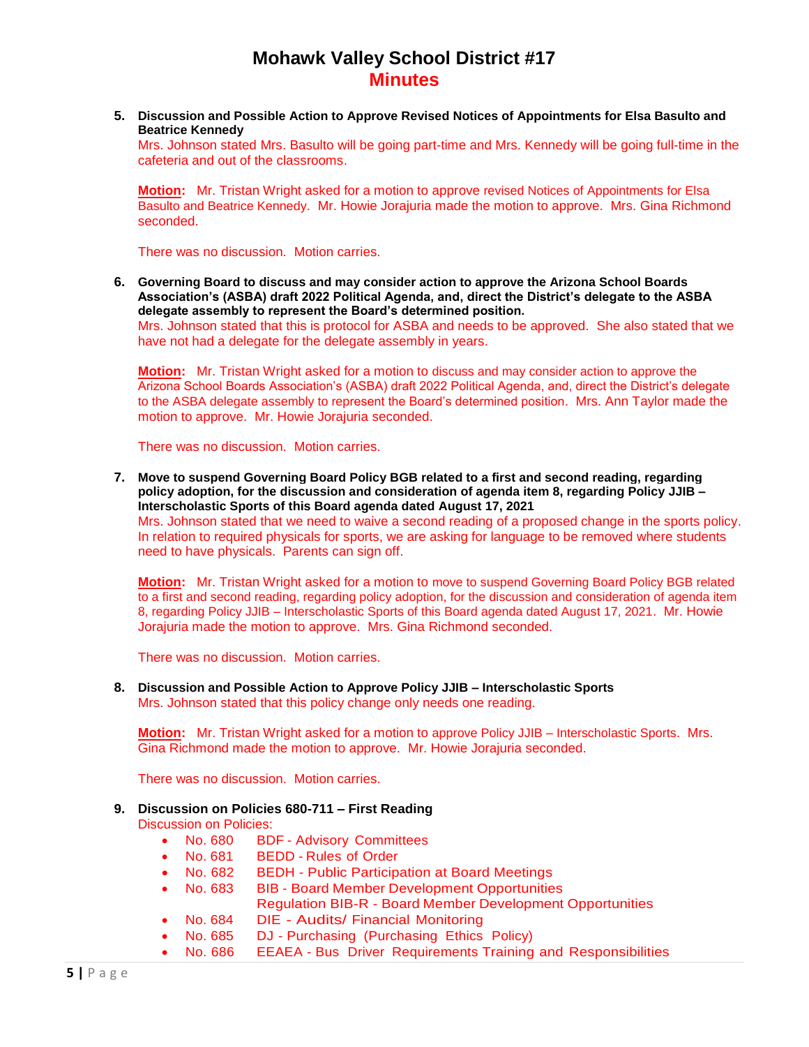5. **Discussion and Possible Action to Approve Revised Notices of Appointments for Elsa Basulto and Beatrice Kennedy**

   Mrs. Johnson stated Mrs. Basulto will be going part-time and Mrs. Kennedy will be going full-time in the cafeteria and out of the classrooms.

   **Motion:** Mr. Tristan Wright asked for a motion to approve revised Notices of Appointments for Elsa Basulto and Beatrice Kennedy. Mr. Howie Jorajuria made the motion to approve. Mrs. Gina Richmond seconded.

   There was no discussion. Motion carries.

6. **Governing Board to discuss and may consider action to approve the Arizona School Boards Association's (ASBA) draft 2022 Political Agenda, and, direct the District's delegate to the ASBA delegate assembly to represent the Board's determined position.**

   Mrs. Johnson stated that this is protocol for ASBA and needs to be approved. She also stated that we have not had a delegate for the delegate assembly in years.

   **Motion:** Mr. Tristan Wright asked for a motion to discuss and may consider action to approve the Arizona School Boards Association's (ASBA) draft 2022 Political Agenda, and, direct the District's delegate to the ASBA delegate assembly to represent the Board's determined position. Mrs. Ann Taylor made the motion to approve. Mr. Howie Jorajuria seconded.

   There was no discussion. Motion carries.

7. **Move to suspend Governing Board Policy BGB related to a first and second reading, regarding policy adoption, for the discussion and consideration of agenda item 8, regarding Policy JJIB – Interscholastic Sports of this Board agenda dated August 17, 2021**

   Mrs. Johnson stated that we need to waive a second reading of a proposed change in the sports policy. In relation to required physicals for sports, we are asking for language to be removed where students need to have physicals. Parents can sign off.

   **Motion:** Mr. Tristan Wright asked for a motion to move to suspend Governing Board Policy BGB related to a first and second reading, regarding policy adoption, for the discussion and consideration of agenda item 8, regarding Policy JJIB – Interscholastic Sports of this Board agenda dated August 17, 2021. Mr. Howie Jorajuria made the motion to approve. Mrs. Gina Richmond seconded.

   There was no discussion. Motion carries.

8. **Discussion and Possible Action to Approve Policy JJIB – Interscholastic Sports**

   Mrs. Johnson stated that this policy change only needs one reading.

   **Motion:** Mr. Tristan Wright asked for a motion to approve Policy JJIB – Interscholastic Sports. Mrs. Gina Richmond made the motion to approve. Mr. Howie Jorajuria seconded.

   There was no discussion. Motion carries.

9. **Discussion on Policies 680-711 – First Reading**

   Discussion on Policies:

   - No. 680 BDF - Advisory Committees
   - No. 681 BEDD - Rules of Order
   - No. 682 BEDH - Public Participation at Board Meetings
   - No. 683 BIB - Board Member Development Opportunities
     Regulation BIB-R - Board Member Development Opportunities
   - No. 684 DIE - Audits/ Financial Monitoring
   - No. 685 DJ - Purchasing (Purchasing Ethics Policy)
   - No. 686 EEAEA - Bus Driver Requirements Training and Responsibilities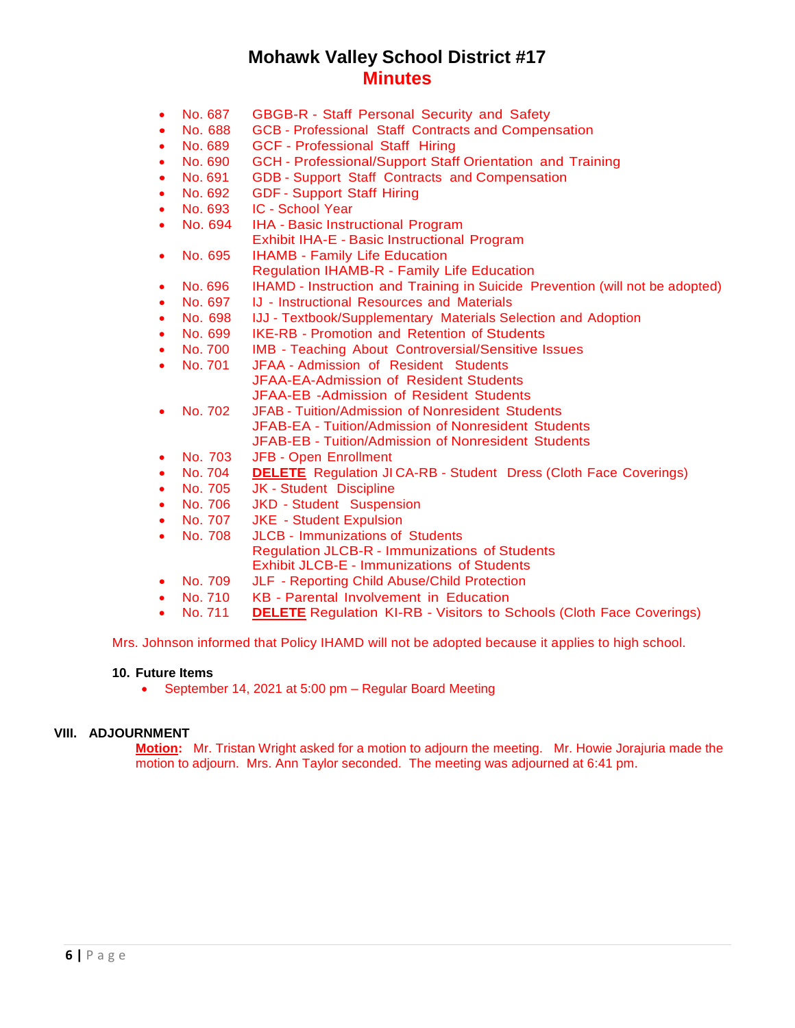# Mohawk Valley School District #17
## Minutes

- No. 687 GBGB-R - Staff Personal Security and Safety
- No. 688 GCB - Professional Staff Contracts and Compensation
- No. 689 GCF - Professional Staff Hiring
- No. 690 GCH - Professional/Support Staff Orientation and Training
- No. 691 GDB - Support Staff Contracts and Compensation
- No. 692 GDF - Support Staff Hiring
- No. 693 IC - School Year
- No. 694 IHA - Basic Instructional Program
  Exhibit IHA-E - Basic Instructional Program
- No. 695 IHAMB - Family Life Education
  Regulation IHAMB-R - Family Life Education
- No. 696 IHAMD - Instruction and Training in Suicide Prevention (will not be adopted)
- No. 697 IJ - Instructional Resources and Materials
- No. 698 IJJ - Textbook/Supplementary Materials Selection and Adoption
- No. 699 IKE-RB - Promotion and Retention of Students
- No. 700 IMB - Teaching About Controversial/Sensitive Issues
- No. 701 JFAA - Admission of Resident Students
  JFAA-EA-Admission of Resident Students
  JFAA-EB -Admission of Resident Students
- No. 702 JFAB - Tuition/Admission of Nonresident Students
  JFAB-EA - Tuition/Admission of Nonresident Students
  JFAB-EB - Tuition/Admission of Nonresident Students
- No. 703 JFB - Open Enrollment
- No. 704 **DELETE** Regulation JI CA-RB - Student Dress (Cloth Face Coverings)
- No. 705 JK - Student Discipline
- No. 706 JKD - Student Suspension
- No. 707 JKE - Student Expulsion
- No. 708 JLCB - Immunizations of Students
  Regulation JLCB-R - Immunizations of Students
  Exhibit JLCB-E - Immunizations of Students
- No. 709 JLF - Reporting Child Abuse/Child Protection
- No. 710 KB - Parental Involvement in Education
- No. 711 **DELETE** Regulation KI-RB - Visitors to Schools (Cloth Face Coverings)

Mrs. Johnson informed that Policy IHAMD will not be adopted because it applies to high school.

**10. Future Items**

- September 14, 2021 at 5:00 pm – Regular Board Meeting

## VIII. ADJOURNMENT

**Motion:** Mr. Tristan Wright asked for a motion to adjourn the meeting. Mr. Howie Jorajuria made the motion to adjourn. Mrs. Ann Taylor seconded. The meeting was adjourned at 6:41 pm.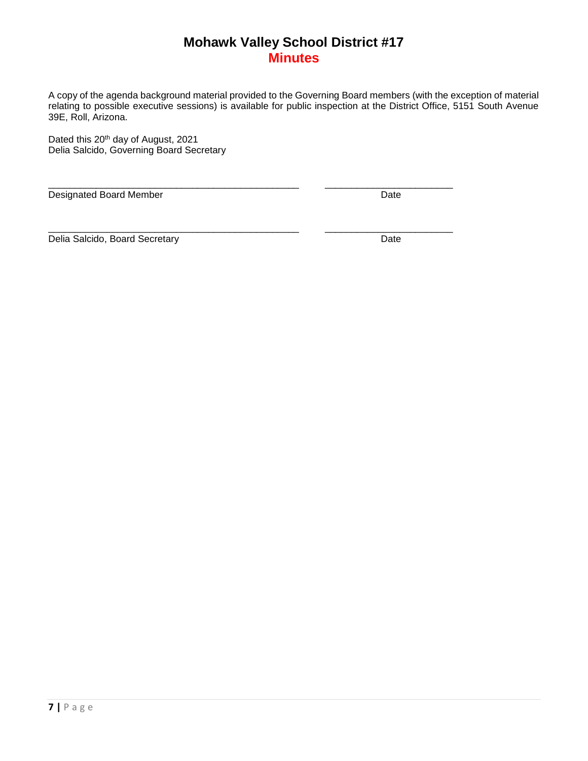# Mohawk Valley School District #17

## Minutes

A copy of the agenda background material provided to the Governing Board members (with the exception of material relating to possible executive sessions) is available for public inspection at the District Office, 5151 South Avenue 39E, Roll, Arizona.

Dated this 20th day of August, 2021
Delia Salcido, Governing Board Secretary

_______________________________________________ _______________________
Designated Board Member Date

_______________________________________________ _______________________
Delia Salcido, Board Secretary Date